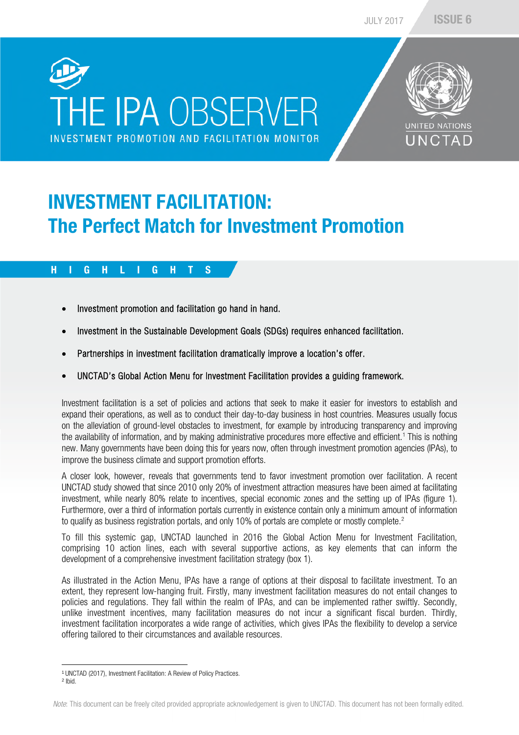# THE IPA OBSERVER

INVESTMENT PROMOTION AND FACILITATION MONITOR

JULY 2017 ISSUE 6

UNITED NATIONS UNCTAD

# INVESTMENT FACILITATION: The Perfect Match for Investment Promotion

## HIGHLIGHTS

- Investment promotion and facilitation go hand in hand.
- Investment in the Sustainable Development Goals (SDGs) requires enhanced facilitation.
- Partnerships in investment facilitation dramatically improve a location's offer.
- UNCTAD's Global Action Menu for Investment Facilitation provides a guiding framework.

Investment facilitation is a set of policies and actions that seek to make it easier for investors to establish and expand their operations, as well as to conduct their day-to-day business in host countries. Measures usually focus on the alleviation of ground-level obstacles to investment, for example by introducing transparency and improving the availability of information, and by making administrative procedures more effective and efficient.[1] This is nothing new. Many governments have been doing this for years now, often through investment promotion agencies (IPAs), to improve the business climate and support promotion efforts.

A closer look, however, reveals that governments tend to favor investment promotion over facilitation. A recent UNCTAD study showed that since 2010 only 20% of investment attraction measures have been aimed at facilitating investment, while nearly 80% relate to incentives, special economic zones and the setting up of IPAs (figure 1). Furthermore, over a third of information portals currently in existence contain only a minimum amount of information to qualify as business registration portals, and only 10% of portals are complete or mostly complete.[2]

To fill this systemic gap, UNCTAD launched in 2016 the Global Action Menu for Investment Facilitation, comprising 10 action lines, each with several supportive actions, as key elements that can inform the development of a comprehensive investment facilitation strategy (box 1).

As illustrated in the Action Menu, IPAs have a range of options at their disposal to facilitate investment. To an extent, they represent low-hanging fruit. Firstly, many investment facilitation measures do not entail changes to policies and regulations. They fall within the realm of IPAs, and can be implemented rather swiftly. Secondly, unlike investment incentives, many facilitation measures do not incur a significant fiscal burden. Thirdly, investment facilitation incorporates a wide range of activities, which gives IPAs the flexibility to develop a service offering tailored to their circumstances and available resources.

[1] UNCTAD (2017), Investment Facilitation: A Review of Policy Practices.
[2] Ibid.

*Note*: This document can be freely cited provided appropriate acknowledgement is given to UNCTAD. This document has not been formally edited.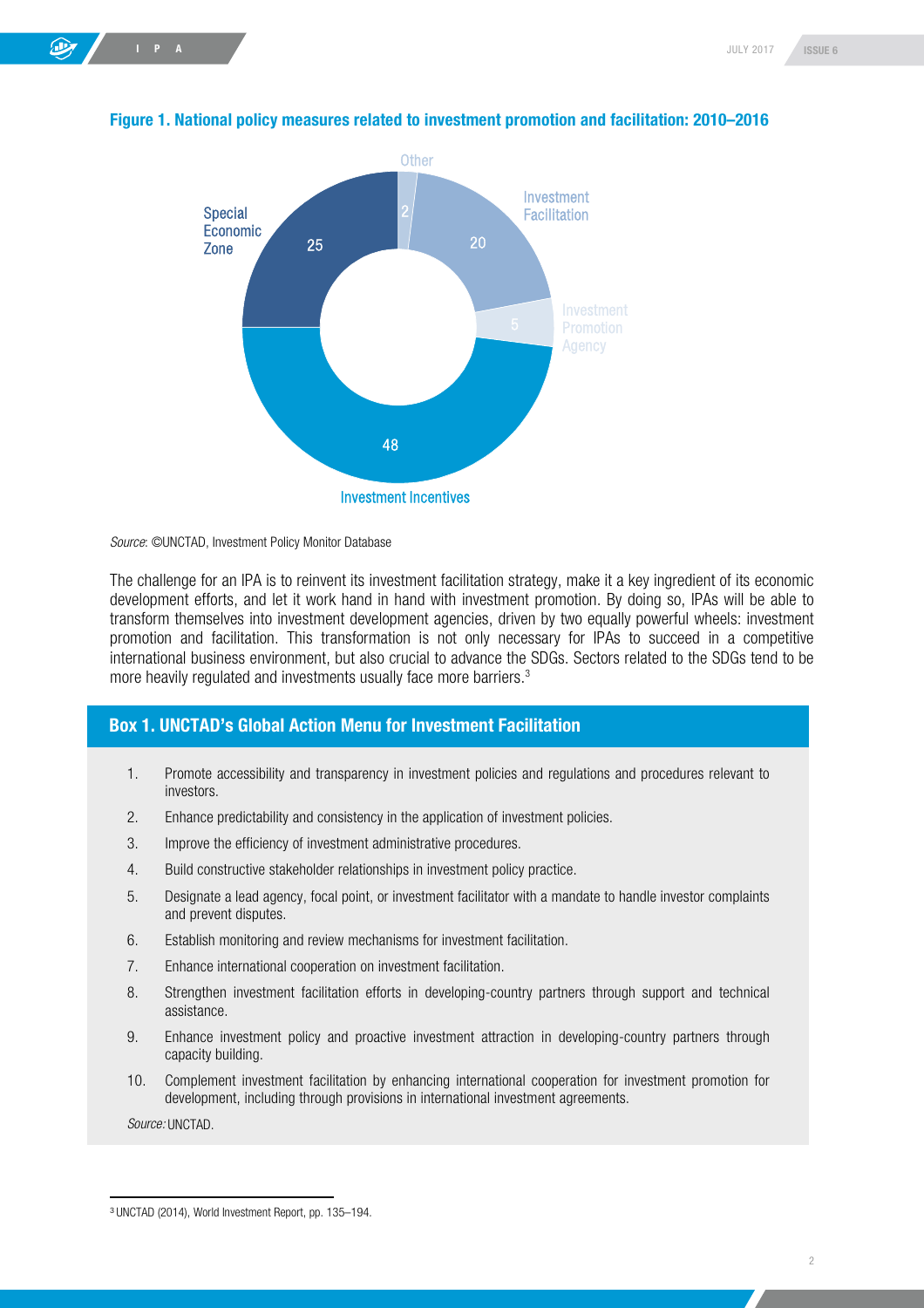**Figure 1. National policy measures related to investment promotion and facilitation: 2010–2016**

| Category | Value |
| --- | --- |
| Investment Incentives | 48 |
| Special Economic Zone | 25 |
| Investment Facilitation | 20 |
| Investment Promotion Agency | 5 |
| Other | 2 |

*Source*: ©UNCTAD, Investment Policy Monitor Database

The challenge for an IPA is to reinvent its investment facilitation strategy, make it a key ingredient of its economic development efforts, and let it work hand in hand with investment promotion. By doing so, IPAs will be able to transform themselves into investment development agencies, driven by two equally powerful wheels: investment promotion and facilitation. This transformation is not only necessary for IPAs to succeed in a competitive international business environment, but also crucial to advance the SDGs. Sectors related to the SDGs tend to be more heavily regulated and investments usually face more barriers.[3]

## Box 1. UNCTAD's Global Action Menu for Investment Facilitation

1. Promote accessibility and transparency in investment policies and regulations and procedures relevant to investors.
2. Enhance predictability and consistency in the application of investment policies.
3. Improve the efficiency of investment administrative procedures.
4. Build constructive stakeholder relationships in investment policy practice.
5. Designate a lead agency, focal point, or investment facilitator with a mandate to handle investor complaints and prevent disputes.
6. Establish monitoring and review mechanisms for investment facilitation.
7. Enhance international cooperation on investment facilitation.
8. Strengthen investment facilitation efforts in developing-country partners through support and technical assistance.
9. Enhance investment policy and proactive investment attraction in developing-country partners through capacity building.
10. Complement investment facilitation by enhancing international cooperation for investment promotion for development, including through provisions in international investment agreements.

*Source:* UNCTAD.

[3] UNCTAD (2014), World Investment Report, pp. 135–194.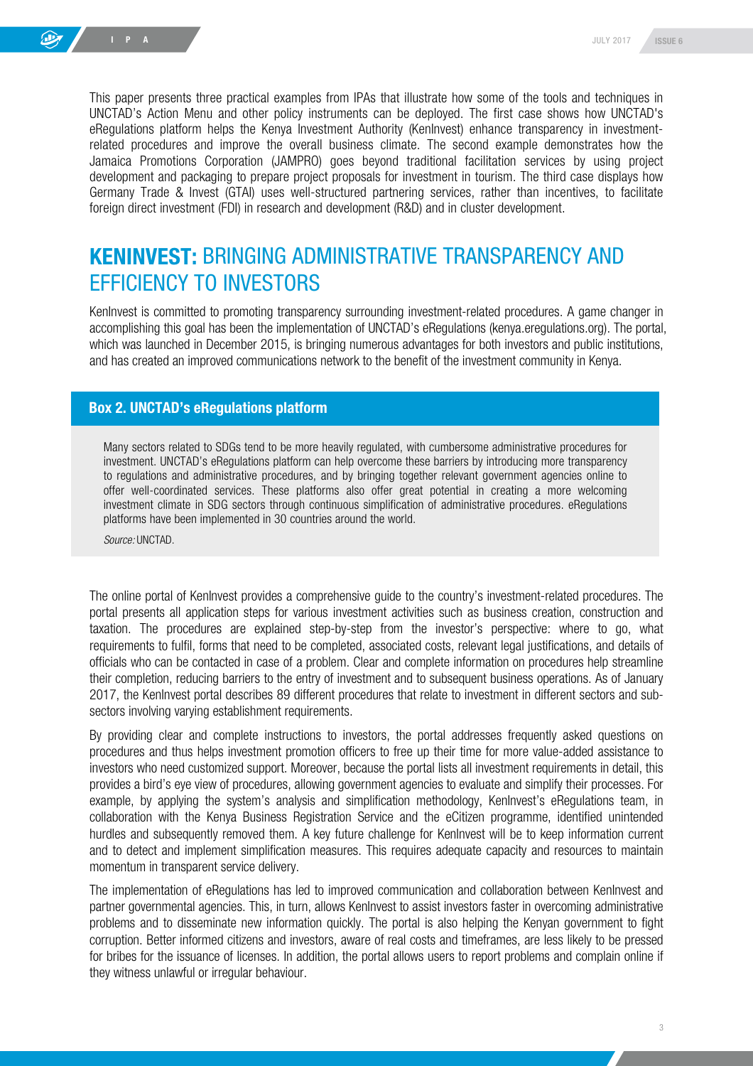This paper presents three practical examples from IPAs that illustrate how some of the tools and techniques in UNCTAD's Action Menu and other policy instruments can be deployed. The first case shows how UNCTAD's eRegulations platform helps the Kenya Investment Authority (KenInvest) enhance transparency in investment-related procedures and improve the overall business climate. The second example demonstrates how the Jamaica Promotions Corporation (JAMPRO) goes beyond traditional facilitation services by using project development and packaging to prepare project proposals for investment in tourism. The third case displays how Germany Trade & Invest (GTAI) uses well-structured partnering services, rather than incentives, to facilitate foreign direct investment (FDI) in research and development (R&D) and in cluster development.

## **KENINVEST:** BRINGING ADMINISTRATIVE TRANSPARENCY AND EFFICIENCY TO INVESTORS

KenInvest is committed to promoting transparency surrounding investment-related procedures. A game changer in accomplishing this goal has been the implementation of UNCTAD's eRegulations (kenya.eregulations.org). The portal, which was launched in December 2015, is bringing numerous advantages for both investors and public institutions, and has created an improved communications network to the benefit of the investment community in Kenya.

**Box 2. UNCTAD's eRegulations platform**

Many sectors related to SDGs tend to be more heavily regulated, with cumbersome administrative procedures for investment. UNCTAD's eRegulations platform can help overcome these barriers by introducing more transparency to regulations and administrative procedures, and by bringing together relevant government agencies online to offer well-coordinated services. These platforms also offer great potential in creating a more welcoming investment climate in SDG sectors through continuous simplification of administrative procedures. eRegulations platforms have been implemented in 30 countries around the world.

*Source:* UNCTAD.

The online portal of KenInvest provides a comprehensive guide to the country's investment-related procedures. The portal presents all application steps for various investment activities such as business creation, construction and taxation. The procedures are explained step-by-step from the investor's perspective: where to go, what requirements to fulfil, forms that need to be completed, associated costs, relevant legal justifications, and details of officials who can be contacted in case of a problem. Clear and complete information on procedures help streamline their completion, reducing barriers to the entry of investment and to subsequent business operations. As of January 2017, the KenInvest portal describes 89 different procedures that relate to investment in different sectors and sub-sectors involving varying establishment requirements.

By providing clear and complete instructions to investors, the portal addresses frequently asked questions on procedures and thus helps investment promotion officers to free up their time for more value-added assistance to investors who need customized support. Moreover, because the portal lists all investment requirements in detail, this provides a bird's eye view of procedures, allowing government agencies to evaluate and simplify their processes. For example, by applying the system's analysis and simplification methodology, KenInvest's eRegulations team, in collaboration with the Kenya Business Registration Service and the eCitizen programme, identified unintended hurdles and subsequently removed them. A key future challenge for KenInvest will be to keep information current and to detect and implement simplification measures. This requires adequate capacity and resources to maintain momentum in transparent service delivery.

The implementation of eRegulations has led to improved communication and collaboration between KenInvest and partner governmental agencies. This, in turn, allows KenInvest to assist investors faster in overcoming administrative problems and to disseminate new information quickly. The portal is also helping the Kenyan government to fight corruption. Better informed citizens and investors, aware of real costs and timeframes, are less likely to be pressed for bribes for the issuance of licenses. In addition, the portal allows users to report problems and complain online if they witness unlawful or irregular behaviour.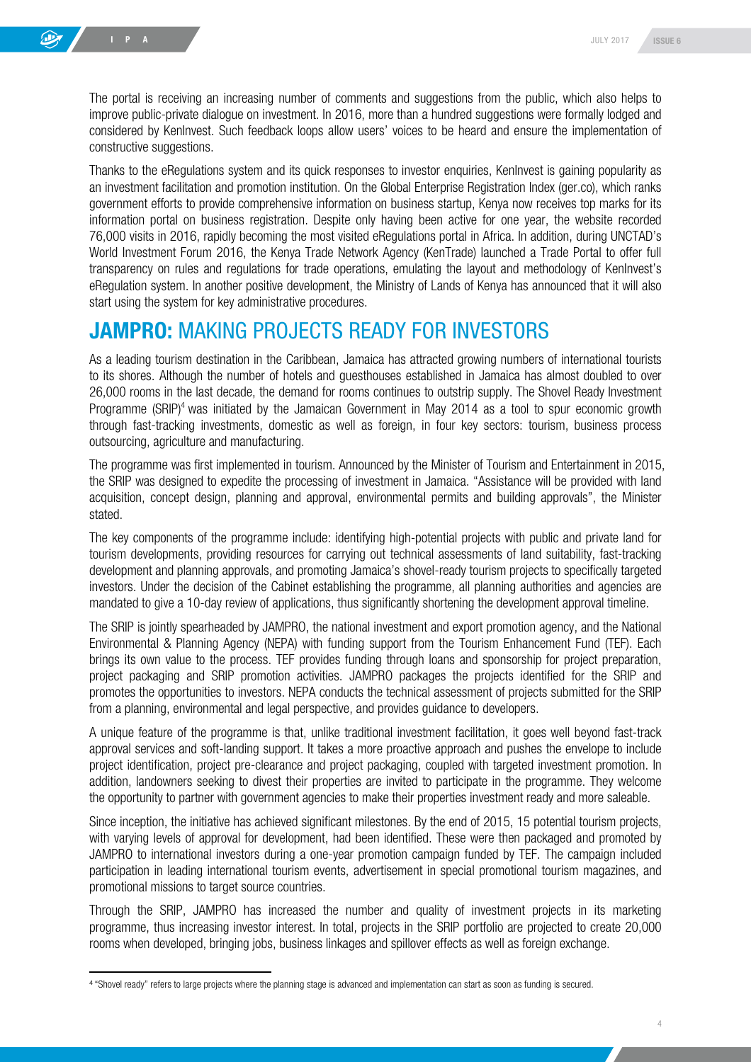The portal is receiving an increasing number of comments and suggestions from the public, which also helps to improve public-private dialogue on investment. In 2016, more than a hundred suggestions were formally lodged and considered by KenInvest. Such feedback loops allow users' voices to be heard and ensure the implementation of constructive suggestions.

Thanks to the eRegulations system and its quick responses to investor enquiries, KenInvest is gaining popularity as an investment facilitation and promotion institution. On the Global Enterprise Registration Index (ger.co), which ranks government efforts to provide comprehensive information on business startup, Kenya now receives top marks for its information portal on business registration. Despite only having been active for one year, the website recorded 76,000 visits in 2016, rapidly becoming the most visited eRegulations portal in Africa. In addition, during UNCTAD's World Investment Forum 2016, the Kenya Trade Network Agency (KenTrade) launched a Trade Portal to offer full transparency on rules and regulations for trade operations, emulating the layout and methodology of KenInvest's eRegulation system. In another positive development, the Ministry of Lands of Kenya has announced that it will also start using the system for key administrative procedures.

## **JAMPRO:** MAKING PROJECTS READY FOR INVESTORS

As a leading tourism destination in the Caribbean, Jamaica has attracted growing numbers of international tourists to its shores. Although the number of hotels and guesthouses established in Jamaica has almost doubled to over 26,000 rooms in the last decade, the demand for rooms continues to outstrip supply. The Shovel Ready Investment Programme (SRIP)[4] was initiated by the Jamaican Government in May 2014 as a tool to spur economic growth through fast-tracking investments, domestic as well as foreign, in four key sectors: tourism, business process outsourcing, agriculture and manufacturing.

The programme was first implemented in tourism. Announced by the Minister of Tourism and Entertainment in 2015, the SRIP was designed to expedite the processing of investment in Jamaica. "Assistance will be provided with land acquisition, concept design, planning and approval, environmental permits and building approvals", the Minister stated.

The key components of the programme include: identifying high-potential projects with public and private land for tourism developments, providing resources for carrying out technical assessments of land suitability, fast-tracking development and planning approvals, and promoting Jamaica's shovel-ready tourism projects to specifically targeted investors. Under the decision of the Cabinet establishing the programme, all planning authorities and agencies are mandated to give a 10-day review of applications, thus significantly shortening the development approval timeline.

The SRIP is jointly spearheaded by JAMPRO, the national investment and export promotion agency, and the National Environmental & Planning Agency (NEPA) with funding support from the Tourism Enhancement Fund (TEF). Each brings its own value to the process. TEF provides funding through loans and sponsorship for project preparation, project packaging and SRIP promotion activities. JAMPRO packages the projects identified for the SRIP and promotes the opportunities to investors. NEPA conducts the technical assessment of projects submitted for the SRIP from a planning, environmental and legal perspective, and provides guidance to developers.

A unique feature of the programme is that, unlike traditional investment facilitation, it goes well beyond fast-track approval services and soft-landing support. It takes a more proactive approach and pushes the envelope to include project identification, project pre-clearance and project packaging, coupled with targeted investment promotion. In addition, landowners seeking to divest their properties are invited to participate in the programme. They welcome the opportunity to partner with government agencies to make their properties investment ready and more saleable.

Since inception, the initiative has achieved significant milestones. By the end of 2015, 15 potential tourism projects, with varying levels of approval for development, had been identified. These were then packaged and promoted by JAMPRO to international investors during a one-year promotion campaign funded by TEF. The campaign included participation in leading international tourism events, advertisement in special promotional tourism magazines, and promotional missions to target source countries.

Through the SRIP, JAMPRO has increased the number and quality of investment projects in its marketing programme, thus increasing investor interest. In total, projects in the SRIP portfolio are projected to create 20,000 rooms when developed, bringing jobs, business linkages and spillover effects as well as foreign exchange.

---

[4] "Shovel ready" refers to large projects where the planning stage is advanced and implementation can start as soon as funding is secured.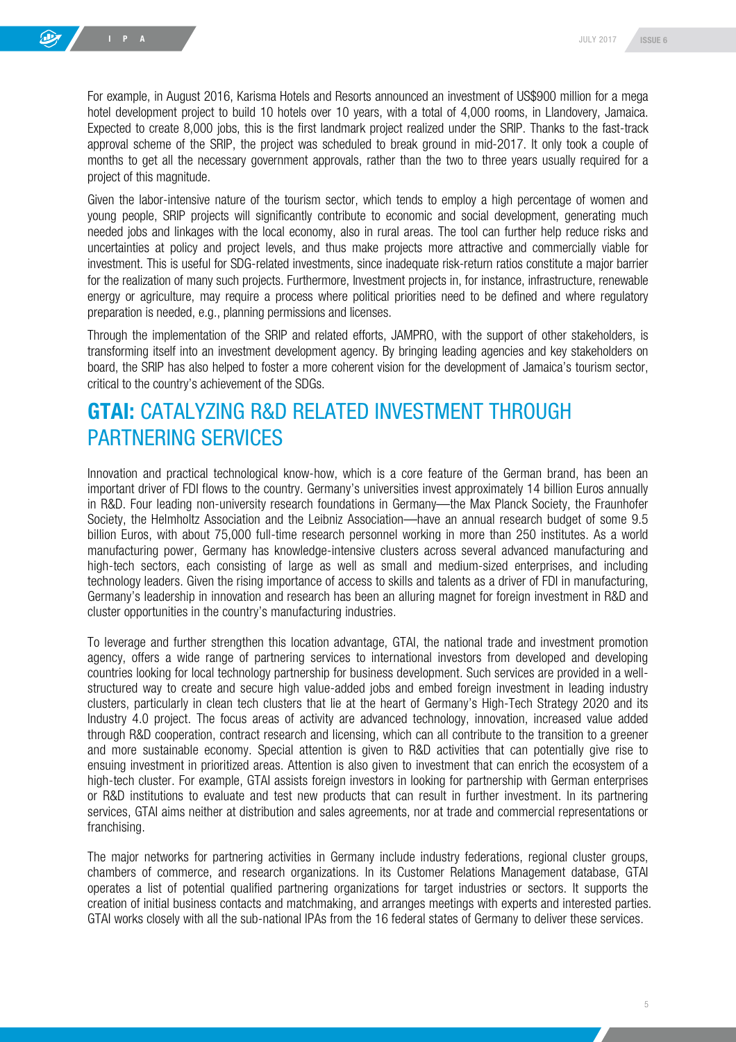For example, in August 2016, Karisma Hotels and Resorts announced an investment of US$900 million for a mega hotel development project to build 10 hotels over 10 years, with a total of 4,000 rooms, in Llandovery, Jamaica. Expected to create 8,000 jobs, this is the first landmark project realized under the SRIP. Thanks to the fast-track approval scheme of the SRIP, the project was scheduled to break ground in mid-2017. It only took a couple of months to get all the necessary government approvals, rather than the two to three years usually required for a project of this magnitude.

Given the labor-intensive nature of the tourism sector, which tends to employ a high percentage of women and young people, SRIP projects will significantly contribute to economic and social development, generating much needed jobs and linkages with the local economy, also in rural areas. The tool can further help reduce risks and uncertainties at policy and project levels, and thus make projects more attractive and commercially viable for investment. This is useful for SDG-related investments, since inadequate risk-return ratios constitute a major barrier for the realization of many such projects. Furthermore, Investment projects in, for instance, infrastructure, renewable energy or agriculture, may require a process where political priorities need to be defined and where regulatory preparation is needed, e.g., planning permissions and licenses.

Through the implementation of the SRIP and related efforts, JAMPRO, with the support of other stakeholders, is transforming itself into an investment development agency. By bringing leading agencies and key stakeholders on board, the SRIP has also helped to foster a more coherent vision for the development of Jamaica's tourism sector, critical to the country's achievement of the SDGs.

## **GTAI:** CATALYZING R&D RELATED INVESTMENT THROUGH PARTNERING SERVICES

Innovation and practical technological know-how, which is a core feature of the German brand, has been an important driver of FDI flows to the country. Germany's universities invest approximately 14 billion Euros annually in R&D. Four leading non-university research foundations in Germany—the Max Planck Society, the Fraunhofer Society, the Helmholtz Association and the Leibniz Association—have an annual research budget of some 9.5 billion Euros, with about 75,000 full-time research personnel working in more than 250 institutes. As a world manufacturing power, Germany has knowledge-intensive clusters across several advanced manufacturing and high-tech sectors, each consisting of large as well as small and medium-sized enterprises, and including technology leaders. Given the rising importance of access to skills and talents as a driver of FDI in manufacturing, Germany's leadership in innovation and research has been an alluring magnet for foreign investment in R&D and cluster opportunities in the country's manufacturing industries.

To leverage and further strengthen this location advantage, GTAI, the national trade and investment promotion agency, offers a wide range of partnering services to international investors from developed and developing countries looking for local technology partnership for business development. Such services are provided in a well-structured way to create and secure high value-added jobs and embed foreign investment in leading industry clusters, particularly in clean tech clusters that lie at the heart of Germany's High-Tech Strategy 2020 and its Industry 4.0 project. The focus areas of activity are advanced technology, innovation, increased value added through R&D cooperation, contract research and licensing, which can all contribute to the transition to a greener and more sustainable economy. Special attention is given to R&D activities that can potentially give rise to ensuing investment in prioritized areas. Attention is also given to investment that can enrich the ecosystem of a high-tech cluster. For example, GTAI assists foreign investors in looking for partnership with German enterprises or R&D institutions to evaluate and test new products that can result in further investment. In its partnering services, GTAI aims neither at distribution and sales agreements, nor at trade and commercial representations or franchising.

The major networks for partnering activities in Germany include industry federations, regional cluster groups, chambers of commerce, and research organizations. In its Customer Relations Management database, GTAI operates a list of potential qualified partnering organizations for target industries or sectors. It supports the creation of initial business contacts and matchmaking, and arranges meetings with experts and interested parties. GTAI works closely with all the sub-national IPAs from the 16 federal states of Germany to deliver these services.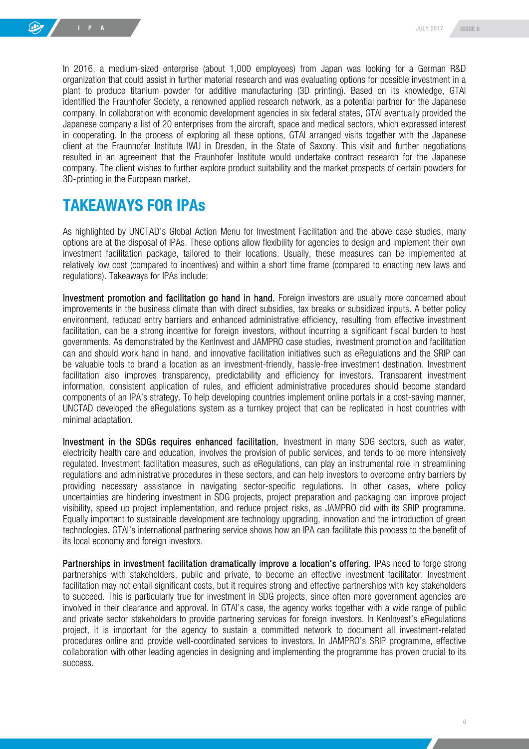In 2016, a medium-sized enterprise (about 1,000 employees) from Japan was looking for a German R&D organization that could assist in further material research and was evaluating options for possible investment in a plant to produce titanium powder for additive manufacturing (3D printing). Based on its knowledge, GTAI identified the Fraunhofer Society, a renowned applied research network, as a potential partner for the Japanese company. In collaboration with economic development agencies in six federal states, GTAI eventually provided the Japanese company a list of 20 enterprises from the aircraft, space and medical sectors, which expressed interest in cooperating. In the process of exploring all these options, GTAI arranged visits together with the Japanese client at the Fraunhofer Institute IWU in Dresden, in the State of Saxony. This visit and further negotiations resulted in an agreement that the Fraunhofer Institute would undertake contract research for the Japanese company. The client wishes to further explore product suitability and the market prospects of certain powders for 3D-printing in the European market.

## TAKEAWAYS FOR IPAs

As highlighted by UNCTAD's Global Action Menu for Investment Facilitation and the above case studies, many options are at the disposal of IPAs. These options allow flexibility for agencies to design and implement their own investment facilitation package, tailored to their locations. Usually, these measures can be implemented at relatively low cost (compared to incentives) and within a short time frame (compared to enacting new laws and regulations). Takeaways for IPAs include:

**Investment promotion and facilitation go hand in hand.** Foreign investors are usually more concerned about improvements in the business climate than with direct subsidies, tax breaks or subsidized inputs. A better policy environment, reduced entry barriers and enhanced administrative efficiency, resulting from effective investment facilitation, can be a strong incentive for foreign investors, without incurring a significant fiscal burden to host governments. As demonstrated by the KenInvest and JAMPRO case studies, investment promotion and facilitation can and should work hand in hand, and innovative facilitation initiatives such as eRegulations and the SRIP can be valuable tools to brand a location as an investment-friendly, hassle-free investment destination. Investment facilitation also improves transparency, predictability and efficiency for investors. Transparent investment information, consistent application of rules, and efficient administrative procedures should become standard components of an IPA's strategy. To help developing countries implement online portals in a cost-saving manner, UNCTAD developed the eRegulations system as a turnkey project that can be replicated in host countries with minimal adaptation.

**Investment in the SDGs requires enhanced facilitation.** Investment in many SDG sectors, such as water, electricity health care and education, involves the provision of public services, and tends to be more intensively regulated. Investment facilitation measures, such as eRegulations, can play an instrumental role in streamlining regulations and administrative procedures in these sectors, and can help investors to overcome entry barriers by providing necessary assistance in navigating sector-specific regulations. In other cases, where policy uncertainties are hindering investment in SDG projects, project preparation and packaging can improve project visibility, speed up project implementation, and reduce project risks, as JAMPRO did with its SRIP programme. Equally important to sustainable development are technology upgrading, innovation and the introduction of green technologies. GTAI's international partnering service shows how an IPA can facilitate this process to the benefit of its local economy and foreign investors.

**Partnerships in investment facilitation dramatically improve a location's offering.** IPAs need to forge strong partnerships with stakeholders, public and private, to become an effective investment facilitator. Investment facilitation may not entail significant costs, but it requires strong and effective partnerships with key stakeholders to succeed. This is particularly true for investment in SDG projects, since often more government agencies are involved in their clearance and approval. In GTAI's case, the agency works together with a wide range of public and private sector stakeholders to provide partnering services for foreign investors. In KenInvest's eRegulations project, it is important for the agency to sustain a committed network to document all investment-related procedures online and provide well-coordinated services to investors. In JAMPRO's SRIP programme, effective collaboration with other leading agencies in designing and implementing the programme has proven crucial to its success.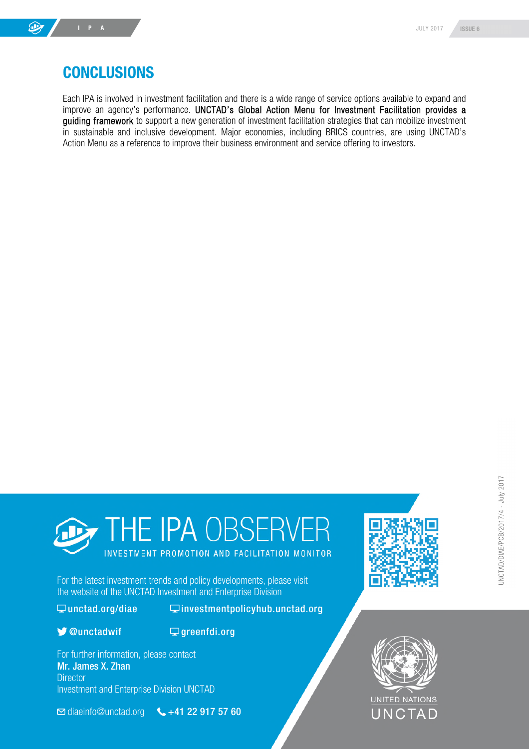## CONCLUSIONS

Each IPA is involved in investment facilitation and there is a wide range of service options available to expand and improve an agency's performance. UNCTAD's Global Action Menu for Investment Facilitation provides a guiding framework to support a new generation of investment facilitation strategies that can mobilize investment in sustainable and inclusive development. Major economies, including BRICS countries, are using UNCTAD's Action Menu as a reference to improve their business environment and service offering to investors.

# THE IPA OBSERVER

INVESTMENT PROMOTION AND FACILITATION MONITOR

For the latest investment trends and policy developments, please visit the website of the UNCTAD Investment and Enterprise Division

**unctad.org/diae** **investmentpolicyhub.unctad.org**

**@unctadwif** **greenfdi.org**

For further information, please contact
**Mr. James X. Zhan**
Director
Investment and Enterprise Division UNCTAD

diaeinfo@unctad.org **+41 22 917 57 60**

UNITED NATIONS
UNCTAD

UNCTAD/DIAE/PCB/2017/4 - July 2017